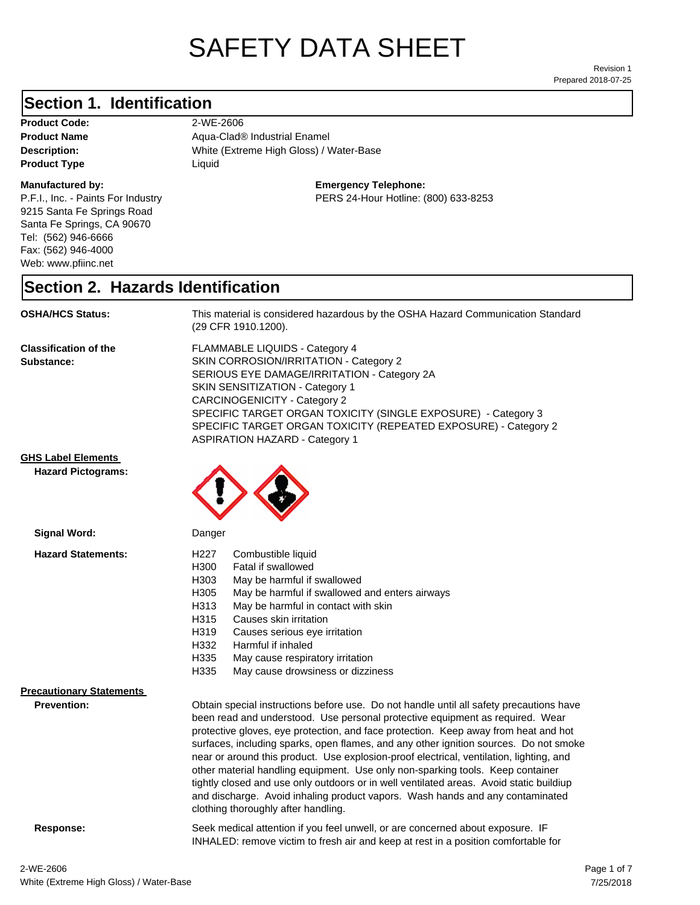# SAFETY DATA SHEET

Revision 1
Prepared 2018-07-25

## Section 1. Identification

**Product Code:** 2-WE-2606
**Product Name** Aqua-Clad® Industrial Enamel
**Description:** White (Extreme High Gloss) / Water-Base
**Product Type** Liquid

**Manufactured by:**
P.F.I., Inc. - Paints For Industry
9215 Santa Fe Springs Road
Santa Fe Springs, CA 90670
Tel: (562) 946-6666
Fax: (562) 946-4000
Web: www.pfiinc.net

**Emergency Telephone:**
PERS 24-Hour Hotline: (800) 633-8253

## Section 2. Hazards Identification

**OSHA/HCS Status:** This material is considered hazardous by the OSHA Hazard Communication Standard (29 CFR 1910.1200).

**Classification of the Substance:**
FLAMMABLE LIQUIDS - Category 4
SKIN CORROSION/IRRITATION - Category 2
SERIOUS EYE DAMAGE/IRRITATION - Category 2A
SKIN SENSITIZATION - Category 1
CARCINOGENICITY - Category 2
SPECIFIC TARGET ORGAN TOXICITY (SINGLE EXPOSURE) - Category 3
SPECIFIC TARGET ORGAN TOXICITY (REPEATED EXPOSURE) - Category 2
ASPIRATION HAZARD - Category 1

**GHS Label Elements**

**Hazard Pictograms:**

**Signal Word:** Danger

**Hazard Statements:**

| | |
|---|---|
| H227 | Combustible liquid |
| H300 | Fatal if swallowed |
| H303 | May be harmful if swallowed |
| H305 | May be harmful if swallowed and enters airways |
| H313 | May be harmful in contact with skin |
| H315 | Causes skin irritation |
| H319 | Causes serious eye irritation |
| H332 | Harmful if inhaled |
| H335 | May cause respiratory irritation |
| H335 | May cause drowsiness or dizziness |

**Precautionary Statements**

**Prevention:** Obtain special instructions before use. Do not handle until all safety precautions have been read and understood. Use personal protective equipment as required. Wear protective gloves, eye protection, and face protection. Keep away from heat and hot surfaces, including sparks, open flames, and any other ignition sources. Do not smoke near or around this product. Use explosion-proof electrical, ventilation, lighting, and other material handling equipment. Use only non-sparking tools. Keep container tightly closed and use only outdoors or in well ventilated areas. Avoid static buildiup and discharge. Avoid inhaling product vapors. Wash hands and any contaminated clothing thoroughly after handling.

**Response:** Seek medical attention if you feel unwell, or are concerned about exposure. IF INHALED: remove victim to fresh air and keep at rest in a position comfortable for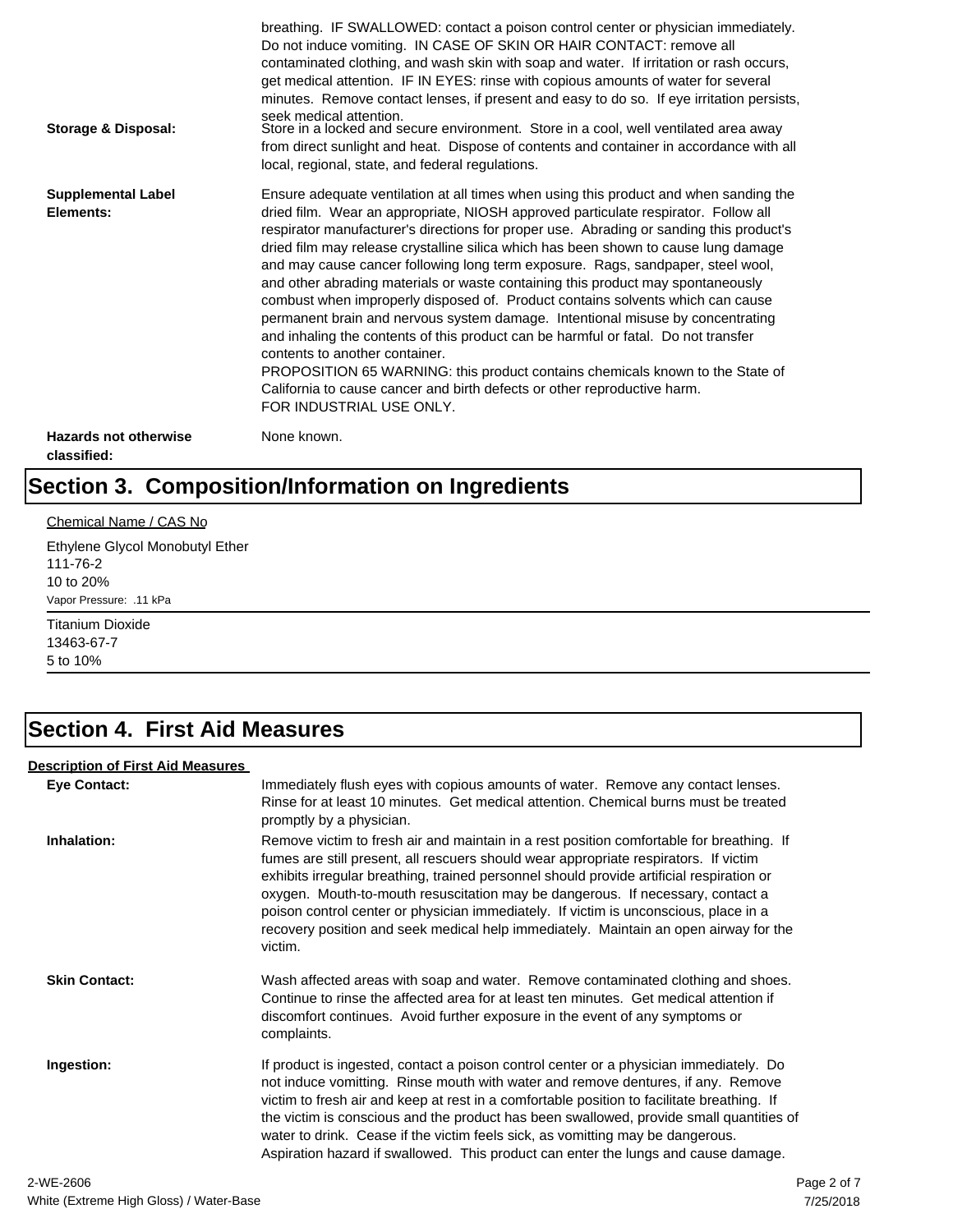breathing. IF SWALLOWED: contact a poison control center or physician immediately. Do not induce vomiting. IN CASE OF SKIN OR HAIR CONTACT: remove all contaminated clothing, and wash skin with soap and water. If irritation or rash occurs, get medical attention. IF IN EYES: rinse with copious amounts of water for several minutes. Remove contact lenses, if present and easy to do so. If eye irritation persists, seek medical attention.

**Storage & Disposal:** Store in a locked and secure environment. Store in a cool, well ventilated area away from direct sunlight and heat. Dispose of contents and container in accordance with all local, regional, state, and federal regulations.

**Supplemental Label Elements:** Ensure adequate ventilation at all times when using this product and when sanding the dried film. Wear an appropriate, NIOSH approved particulate respirator. Follow all respirator manufacturer's directions for proper use. Abrading or sanding this product's dried film may release crystalline silica which has been shown to cause lung damage and may cause cancer following long term exposure. Rags, sandpaper, steel wool, and other abrading materials or waste containing this product may spontaneously combust when improperly disposed of. Product contains solvents which can cause permanent brain and nervous system damage. Intentional misuse by concentrating and inhaling the contents of this product can be harmful or fatal. Do not transfer contents to another container.
PROPOSITION 65 WARNING: this product contains chemicals known to the State of California to cause cancer and birth defects or other reproductive harm.
FOR INDUSTRIAL USE ONLY.

**Hazards not otherwise classified:** None known.

# Section 3. Composition/Information on Ingredients

Chemical Name / CAS No

Ethylene Glycol Monobutyl Ether
111-76-2
10 to 20%
Vapor Pressure: .11 kPa

---

Titanium Dioxide
13463-67-7
5 to 10%

---

# Section 4. First Aid Measures

**Description of First Aid Measures**

**Eye Contact:** Immediately flush eyes with copious amounts of water. Remove any contact lenses. Rinse for at least 10 minutes. Get medical attention. Chemical burns must be treated promptly by a physician.

**Inhalation:** Remove victim to fresh air and maintain in a rest position comfortable for breathing. If fumes are still present, all rescuers should wear appropriate respirators. If victim exhibits irregular breathing, trained personnel should provide artificial respiration or oxygen. Mouth-to-mouth resuscitation may be dangerous. If necessary, contact a poison control center or physician immediately. If victim is unconscious, place in a recovery position and seek medical help immediately. Maintain an open airway for the victim.

**Skin Contact:** Wash affected areas with soap and water. Remove contaminated clothing and shoes. Continue to rinse the affected area for at least ten minutes. Get medical attention if discomfort continues. Avoid further exposure in the event of any symptoms or complaints.

**Ingestion:** If product is ingested, contact a poison control center or a physician immediately. Do not induce vomitting. Rinse mouth with water and remove dentures, if any. Remove victim to fresh air and keep at rest in a comfortable position to facilitate breathing. If the victim is conscious and the product has been swallowed, provide small quantities of water to drink. Cease if the victim feels sick, as vomitting may be dangerous. Aspiration hazard if swallowed. This product can enter the lungs and cause damage.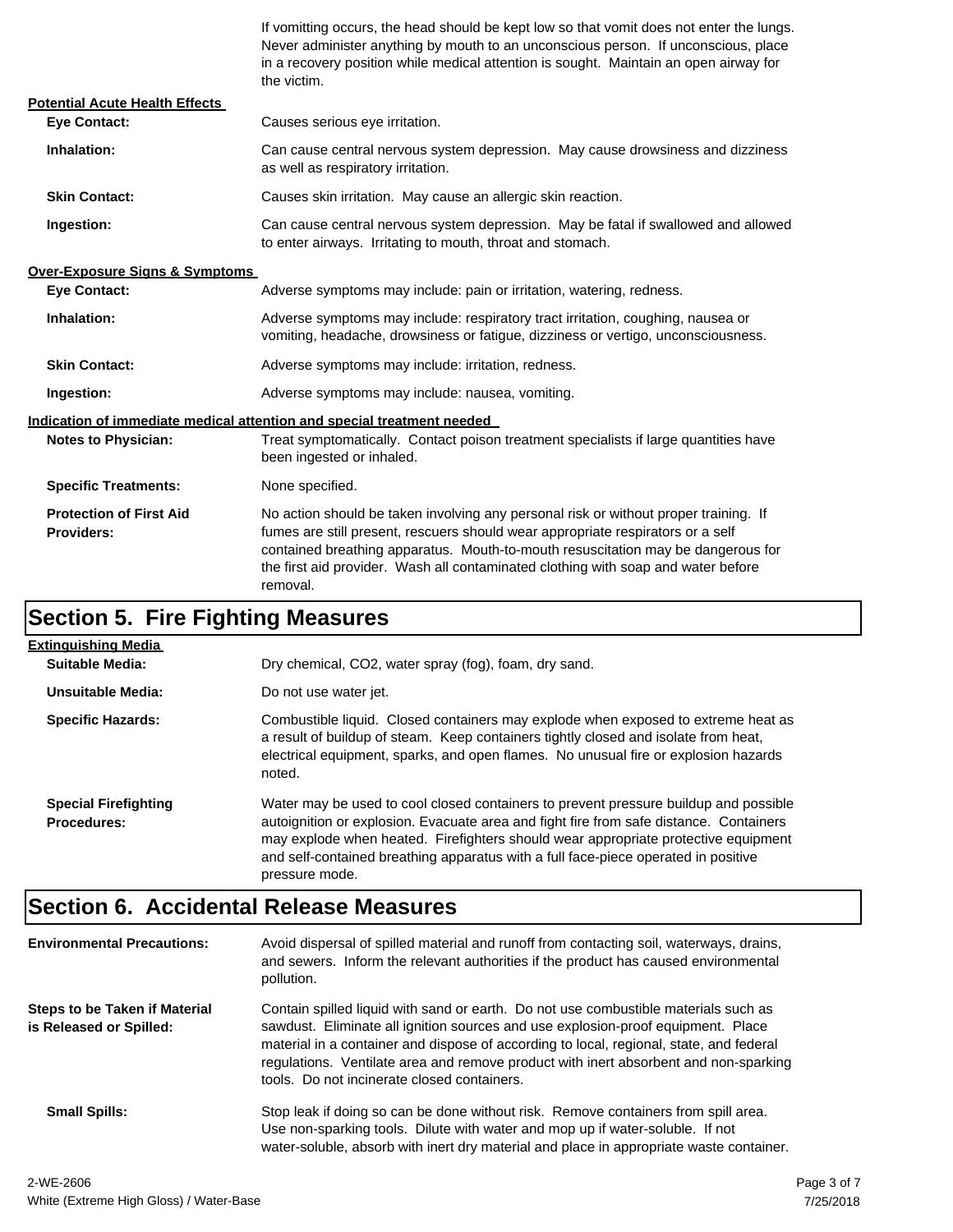If vomitting occurs, the head should be kept low so that vomit does not enter the lungs. Never administer anything by mouth to an unconscious person. If unconscious, place in a recovery position while medical attention is sought. Maintain an open airway for the victim.

**Potential Acute Health Effects**

**Eye Contact:** Causes serious eye irritation.

**Inhalation:** Can cause central nervous system depression. May cause drowsiness and dizziness as well as respiratory irritation.

**Skin Contact:** Causes skin irritation. May cause an allergic skin reaction.

**Ingestion:** Can cause central nervous system depression. May be fatal if swallowed and allowed to enter airways. Irritating to mouth, throat and stomach.

**Over-Exposure Signs & Symptoms**

**Eye Contact:** Adverse symptoms may include: pain or irritation, watering, redness.

**Inhalation:** Adverse symptoms may include: respiratory tract irritation, coughing, nausea or vomiting, headache, drowsiness or fatigue, dizziness or vertigo, unconsciousness.

**Skin Contact:** Adverse symptoms may include: irritation, redness.

**Ingestion:** Adverse symptoms may include: nausea, vomiting.

**Indication of immediate medical attention and special treatment needed**

**Notes to Physician:** Treat symptomatically. Contact poison treatment specialists if large quantities have been ingested or inhaled.

**Specific Treatments:** None specified.

**Protection of First Aid Providers:** No action should be taken involving any personal risk or without proper training. If fumes are still present, rescuers should wear appropriate respirators or a self contained breathing apparatus. Mouth-to-mouth resuscitation may be dangerous for the first aid provider. Wash all contaminated clothing with soap and water before removal.

## Section 5. Fire Fighting Measures

**Extinguishing Media**

**Suitable Media:** Dry chemical, $CO_2$, water spray (fog), foam, dry sand.

**Unsuitable Media:** Do not use water jet.

**Specific Hazards:** Combustible liquid. Closed containers may explode when exposed to extreme heat as a result of buildup of steam. Keep containers tightly closed and isolate from heat, electrical equipment, sparks, and open flames. No unusual fire or explosion hazards noted.

**Special Firefighting Procedures:** Water may be used to cool closed containers to prevent pressure buildup and possible autoignition or explosion. Evacuate area and fight fire from safe distance. Containers may explode when heated. Firefighters should wear appropriate protective equipment and self-contained breathing apparatus with a full face-piece operated in positive pressure mode.

## Section 6. Accidental Release Measures

**Environmental Precautions:** Avoid dispersal of spilled material and runoff from contacting soil, waterways, drains, and sewers. Inform the relevant authorities if the product has caused environmental pollution.

**Steps to be Taken if Material is Released or Spilled:** Contain spilled liquid with sand or earth. Do not use combustible materials such as sawdust. Eliminate all ignition sources and use explosion-proof equipment. Place material in a container and dispose of according to local, regional, state, and federal regulations. Ventilate area and remove product with inert absorbent and non-sparking tools. Do not incinerate closed containers.

**Small Spills:** Stop leak if doing so can be done without risk. Remove containers from spill area. Use non-sparking tools. Dilute with water and mop up if water-soluble. If not water-soluble, absorb with inert dry material and place in appropriate waste container.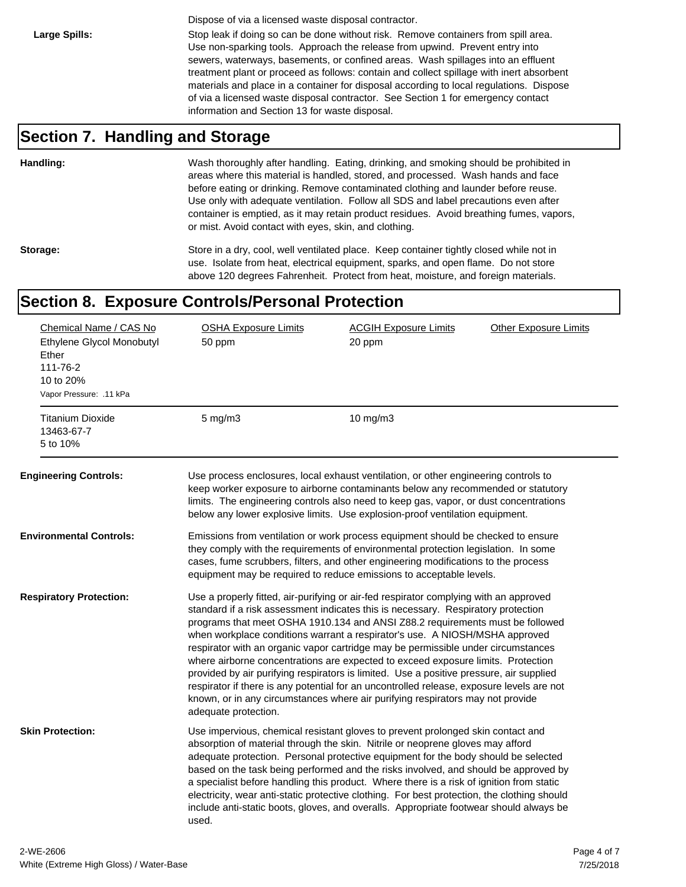Dispose of via a licensed waste disposal contractor.

**Large Spills:** Stop leak if doing so can be done without risk. Remove containers from spill area. Use non-sparking tools. Approach the release from upwind. Prevent entry into sewers, waterways, basements, or confined areas. Wash spillages into an effluent treatment plant or proceed as follows: contain and collect spillage with inert absorbent materials and place in a container for disposal according to local regulations. Dispose of via a licensed waste disposal contractor. See Section 1 for emergency contact information and Section 13 for waste disposal.

## Section 7. Handling and Storage

**Handling:** Wash thoroughly after handling. Eating, drinking, and smoking should be prohibited in areas where this material is handled, stored, and processed. Wash hands and face before eating or drinking. Remove contaminated clothing and launder before reuse. Use only with adequate ventilation. Follow all SDS and label precautions even after container is emptied, as it may retain product residues. Avoid breathing fumes, vapors, or mist. Avoid contact with eyes, skin, and clothing.

**Storage:** Store in a dry, cool, well ventilated place. Keep container tightly closed while not in use. Isolate from heat, electrical equipment, sparks, and open flame. Do not store above 120 degrees Fahrenheit. Protect from heat, moisture, and foreign materials.

## Section 8. Exposure Controls/Personal Protection

| Chemical Name / CAS No | OSHA Exposure Limits | ACGIH Exposure Limits | Other Exposure Limits |
|---|---|---|---|
| Ethylene Glycol Monobutyl Ether<br>111-76-2<br>10 to 20%<br>Vapor Pressure: .11 kPa | 50 ppm | 20 ppm | |
| Titanium Dioxide<br>13463-67-7<br>5 to 10% | 5 mg/m3 | 10 mg/m3 | |

**Engineering Controls:** Use process enclosures, local exhaust ventilation, or other engineering controls to keep worker exposure to airborne contaminants below any recommended or statutory limits. The engineering controls also need to keep gas, vapor, or dust concentrations below any lower explosive limits. Use explosion-proof ventilation equipment.

**Environmental Controls:** Emissions from ventilation or work process equipment should be checked to ensure they comply with the requirements of environmental protection legislation. In some cases, fume scrubbers, filters, and other engineering modifications to the process equipment may be required to reduce emissions to acceptable levels.

**Respiratory Protection:** Use a properly fitted, air-purifying or air-fed respirator complying with an approved standard if a risk assessment indicates this is necessary. Respiratory protection programs that meet OSHA 1910.134 and ANSI Z88.2 requirements must be followed when workplace conditions warrant a respirator's use. A NIOSH/MSHA approved respirator with an organic vapor cartridge may be permissible under circumstances where airborne concentrations are expected to exceed exposure limits. Protection provided by air purifying respirators is limited. Use a positive pressure, air supplied respirator if there is any potential for an uncontrolled release, exposure levels are not known, or in any circumstances where air purifying respirators may not provide adequate protection.

**Skin Protection:** Use impervious, chemical resistant gloves to prevent prolonged skin contact and absorption of material through the skin. Nitrile or neoprene gloves may afford adequate protection. Personal protective equipment for the body should be selected based on the task being performed and the risks involved, and should be approved by a specialist before handling this product. Where there is a risk of ignition from static electricity, wear anti-static protective clothing. For best protection, the clothing should include anti-static boots, gloves, and overalls. Appropriate footwear should always be used.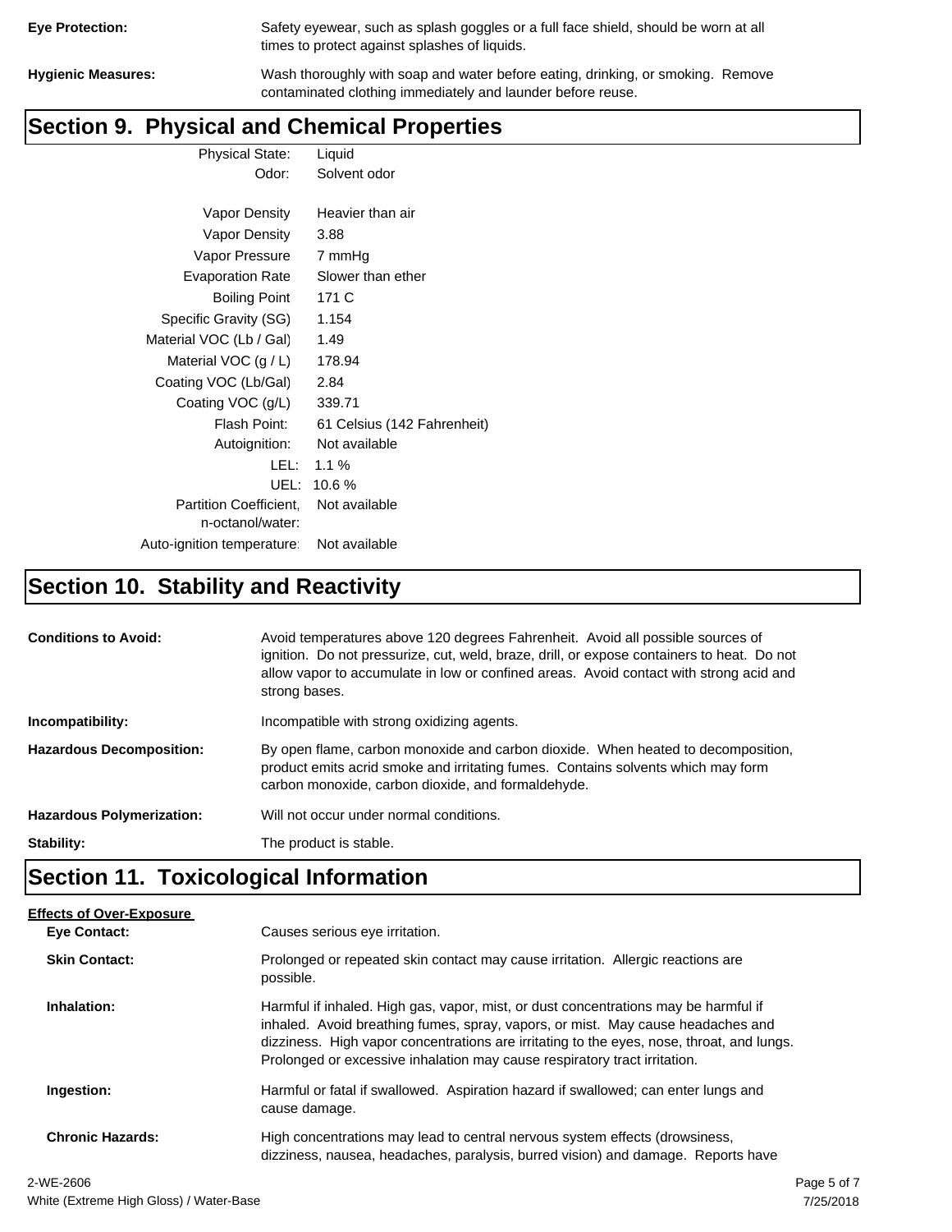**Eye Protection:** Safety eyewear, such as splash goggles or a full face shield, should be worn at all times to protect against splashes of liquids.

**Hygienic Measures:** Wash thoroughly with soap and water before eating, drinking, or smoking. Remove contaminated clothing immediately and launder before reuse.

## Section 9. Physical and Chemical Properties

| | |
|---|---|
| Physical State: | Liquid |
| Odor: | Solvent odor |
| Vapor Density | Heavier than air |
| Vapor Density | 3.88 |
| Vapor Pressure | 7 mmHg |
| Evaporation Rate | Slower than ether |
| Boiling Point | 171 C |
| Specific Gravity (SG) | 1.154 |
| Material VOC (Lb / Gal) | 1.49 |
| Material VOC (g / L) | 178.94 |
| Coating VOC (Lb/Gal) | 2.84 |
| Coating VOC (g/L) | 339.71 |
| Flash Point: | 61 Celsius (142 Fahrenheit) |
| Autoignition: | Not available |
| LEL: | 1.1 % |
| UEL: | 10.6 % |
| Partition Coefficient, n-octanol/water: | Not available |
| Auto-ignition temperature: | Not available |

## Section 10. Stability and Reactivity

**Conditions to Avoid:** Avoid temperatures above 120 degrees Fahrenheit. Avoid all possible sources of ignition. Do not pressurize, cut, weld, braze, drill, or expose containers to heat. Do not allow vapor to accumulate in low or confined areas. Avoid contact with strong acid and strong bases.

**Incompatibility:** Incompatible with strong oxidizing agents.

**Hazardous Decomposition:** By open flame, carbon monoxide and carbon dioxide. When heated to decomposition, product emits acrid smoke and irritating fumes. Contains solvents which may form carbon monoxide, carbon dioxide, and formaldehyde.

**Hazardous Polymerization:** Will not occur under normal conditions.

**Stability:** The product is stable.

## Section 11. Toxicological Information

**Effects of Over-Exposure**

**Eye Contact:** Causes serious eye irritation.

**Skin Contact:** Prolonged or repeated skin contact may cause irritation. Allergic reactions are possible.

**Inhalation:** Harmful if inhaled. High gas, vapor, mist, or dust concentrations may be harmful if inhaled. Avoid breathing fumes, spray, vapors, or mist. May cause headaches and dizziness. High vapor concentrations are irritating to the eyes, nose, throat, and lungs. Prolonged or excessive inhalation may cause respiratory tract irritation.

**Ingestion:** Harmful or fatal if swallowed. Aspiration hazard if swallowed; can enter lungs and cause damage.

**Chronic Hazards:** High concentrations may lead to central nervous system effects (drowsiness, dizziness, nausea, headaches, paralysis, burred vision) and damage. Reports have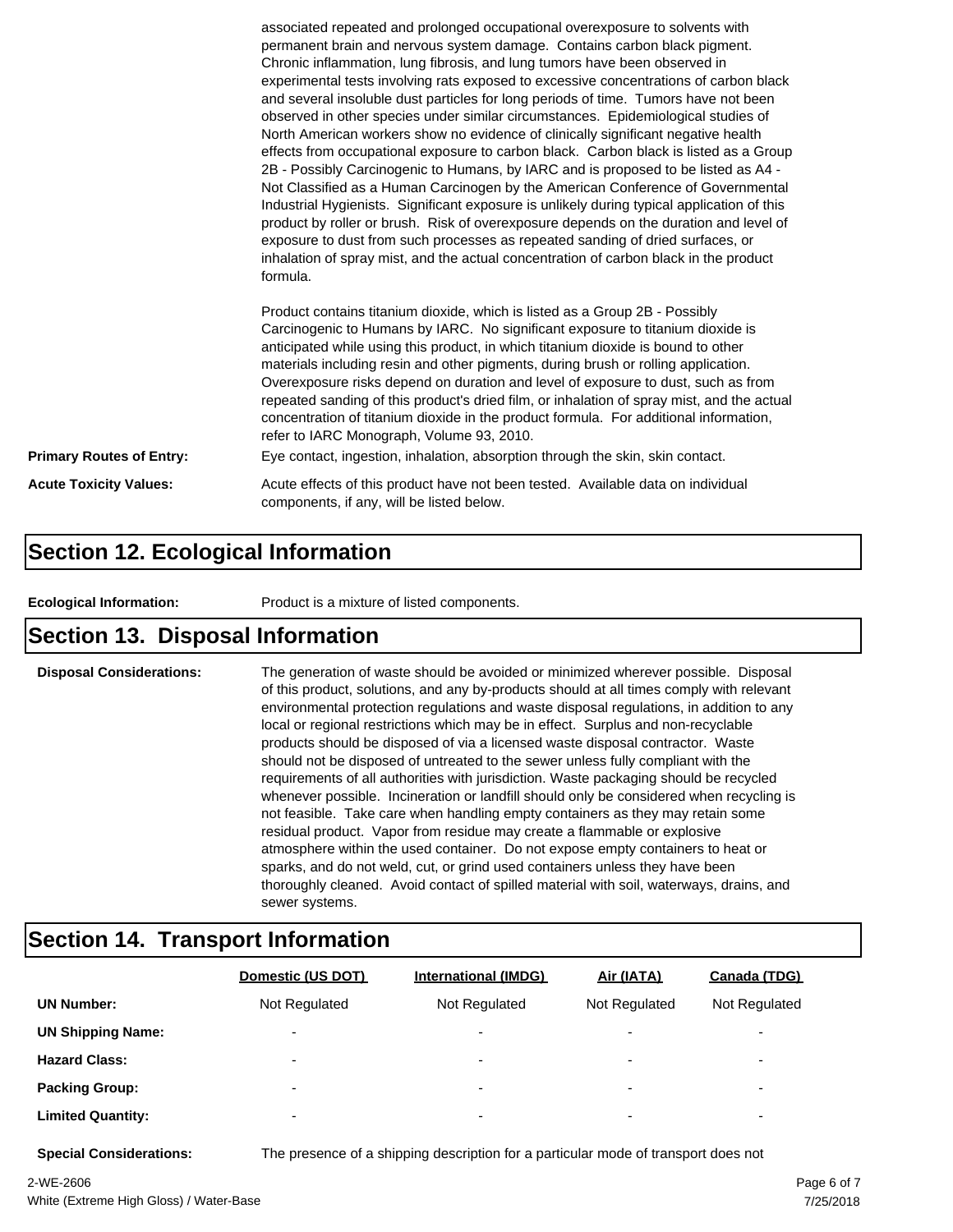associated repeated and prolonged occupational overexposure to solvents with permanent brain and nervous system damage. Contains carbon black pigment. Chronic inflammation, lung fibrosis, and lung tumors have been observed in experimental tests involving rats exposed to excessive concentrations of carbon black and several insoluble dust particles for long periods of time. Tumors have not been observed in other species under similar circumstances. Epidemiological studies of North American workers show no evidence of clinically significant negative health effects from occupational exposure to carbon black. Carbon black is listed as a Group 2B - Possibly Carcinogenic to Humans, by IARC and is proposed to be listed as A4 - Not Classified as a Human Carcinogen by the American Conference of Governmental Industrial Hygienists. Significant exposure is unlikely during typical application of this product by roller or brush. Risk of overexposure depends on the duration and level of exposure to dust from such processes as repeated sanding of dried surfaces, or inhalation of spray mist, and the actual concentration of carbon black in the product formula.

Product contains titanium dioxide, which is listed as a Group 2B - Possibly Carcinogenic to Humans by IARC. No significant exposure to titanium dioxide is anticipated while using this product, in which titanium dioxide is bound to other materials including resin and other pigments, during brush or rolling application. Overexposure risks depend on duration and level of exposure to dust, such as from repeated sanding of this product's dried film, or inhalation of spray mist, and the actual concentration of titanium dioxide in the product formula. For additional information, refer to IARC Monograph, Volume 93, 2010.

**Primary Routes of Entry:** Eye contact, ingestion, inhalation, absorption through the skin, skin contact.

**Acute Toxicity Values:** Acute effects of this product have not been tested. Available data on individual components, if any, will be listed below.

## Section 12. Ecological Information

**Ecological Information:** Product is a mixture of listed components.

## Section 13. Disposal Information

**Disposal Considerations:** The generation of waste should be avoided or minimized wherever possible. Disposal of this product, solutions, and any by-products should at all times comply with relevant environmental protection regulations and waste disposal regulations, in addition to any local or regional restrictions which may be in effect. Surplus and non-recyclable products should be disposed of via a licensed waste disposal contractor. Waste should not be disposed of untreated to the sewer unless fully compliant with the requirements of all authorities with jurisdiction. Waste packaging should be recycled whenever possible. Incineration or landfill should only be considered when recycling is not feasible. Take care when handling empty containers as they may retain some residual product. Vapor from residue may create a flammable or explosive atmosphere within the used container. Do not expose empty containers to heat or sparks, and do not weld, cut, or grind used containers unless they have been thoroughly cleaned. Avoid contact of spilled material with soil, waterways, drains, and sewer systems.

## Section 14. Transport Information

| | Domestic (US DOT) | International (IMDG) | Air (IATA) | Canada (TDG) |
|---|---|---|---|---|
| **UN Number:** | Not Regulated | Not Regulated | Not Regulated | Not Regulated |
| **UN Shipping Name:** | - | - | - | - |
| **Hazard Class:** | - | - | - | - |
| **Packing Group:** | - | - | - | - |
| **Limited Quantity:** | - | - | - | - |

**Special Considerations:** The presence of a shipping description for a particular mode of transport does not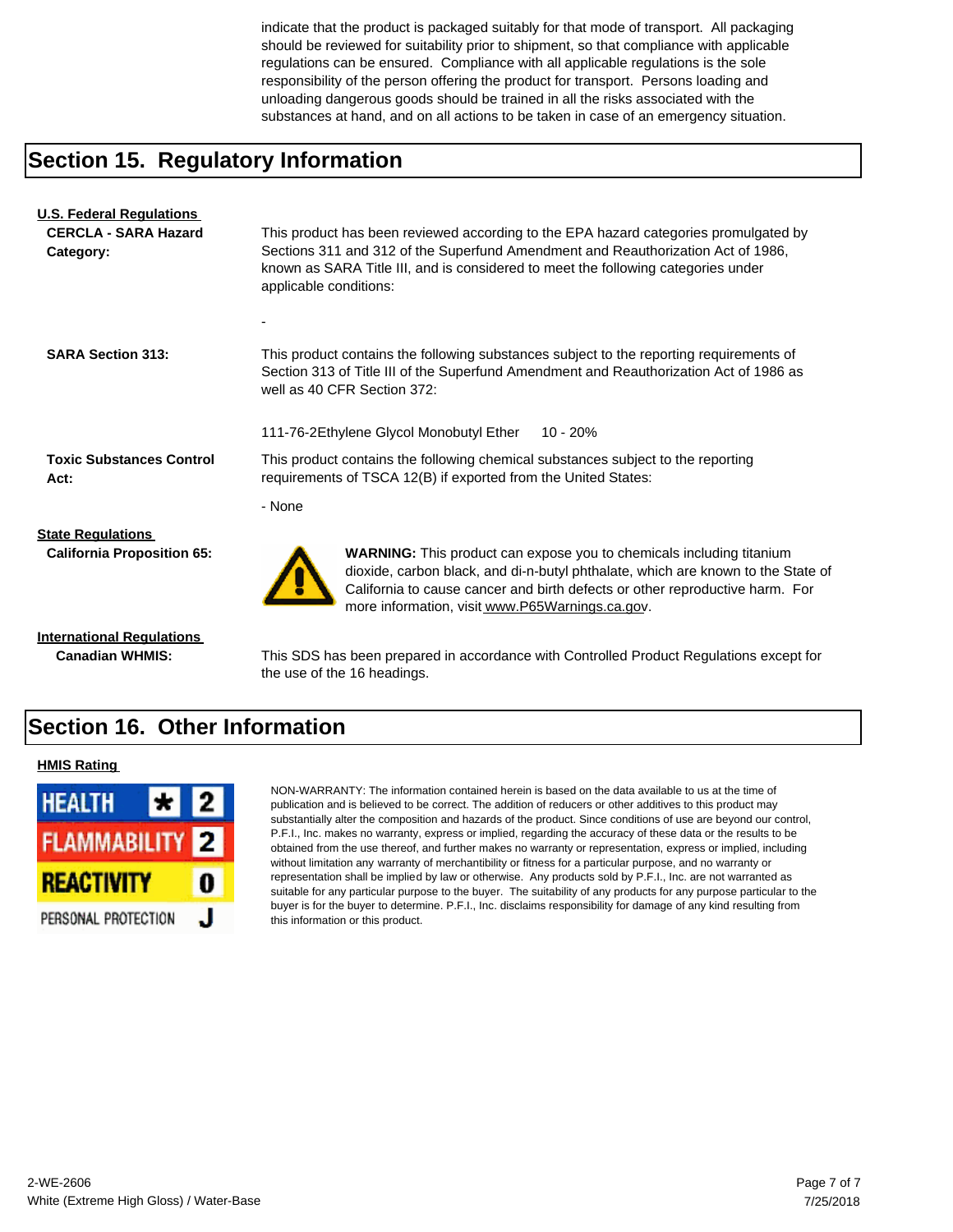indicate that the product is packaged suitably for that mode of transport. All packaging should be reviewed for suitability prior to shipment, so that compliance with applicable regulations can be ensured. Compliance with all applicable regulations is the sole responsibility of the person offering the product for transport. Persons loading and unloading dangerous goods should be trained in all the risks associated with the substances at hand, and on all actions to be taken in case of an emergency situation.

## Section 15. Regulatory Information

**U.S. Federal Regulations**

**CERCLA - SARA Hazard Category:**

This product has been reviewed according to the EPA hazard categories promulgated by Sections 311 and 312 of the Superfund Amendment and Reauthorization Act of 1986, known as SARA Title III, and is considered to meet the following categories under applicable conditions:

-

**SARA Section 313:**

This product contains the following substances subject to the reporting requirements of Section 313 of Title III of the Superfund Amendment and Reauthorization Act of 1986 as well as 40 CFR Section 372:

111-76-2Ethylene Glycol Monobutyl Ether 10 - 20%

**Toxic Substances Control Act:**

This product contains the following chemical substances subject to the reporting requirements of TSCA 12(B) if exported from the United States:

- None

**State Regulations**

**California Proposition 65:**

**WARNING:** This product can expose you to chemicals including titanium dioxide, carbon black, and di-n-butyl phthalate, which are known to the State of California to cause cancer and birth defects or other reproductive harm. For more information, visit www.P65Warnings.ca.gov.

**International Regulations**

**Canadian WHMIS:**

This SDS has been prepared in accordance with Controlled Product Regulations except for the use of the 16 headings.

## Section 16. Other Information

**HMIS Rating**

| | | |
|---|---|---|
| HEALTH | * | 2 |
| FLAMMABILITY | | 2 |
| REACTIVITY | | 0 |
| PERSONAL PROTECTION | | J |

NON-WARRANTY: The information contained herein is based on the data available to us at the time of publication and is believed to be correct. The addition of reducers or other additives to this product may substantially alter the composition and hazards of the product. Since conditions of use are beyond our control, P.F.I., Inc. makes no warranty, express or implied, regarding the accuracy of these data or the results to be obtained from the use thereof, and further makes no warranty or representation, express or implied, including without limitation any warranty of merchantibility or fitness for a particular purpose, and no warranty or representation shall be implied by law or otherwise. Any products sold by P.F.I., Inc. are not warranted as suitable for any particular purpose to the buyer. The suitability of any products for any purpose particular to the buyer is for the buyer to determine. P.F.I., Inc. disclaims responsibility for damage of any kind resulting from this information or this product.